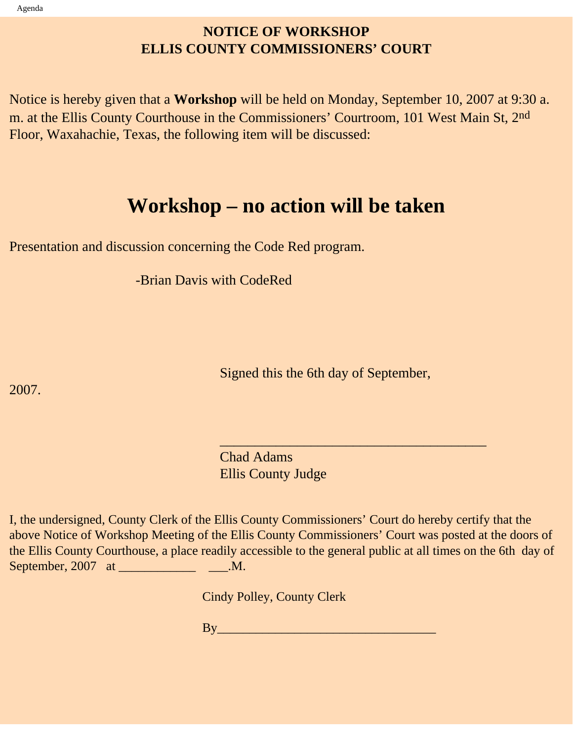# NOTICE OF WORKSHOP
# ELLIS COUNTY COMMISSIONERS' COURT

Notice is hereby given that a **Workshop** will be held on Monday, September 10, 2007 at 9:30 a. m. at the Ellis County Courthouse in the Commissioners' Courtroom, 101 West Main St, 2nd Floor, Waxahachie, Texas, the following item will be discussed:

## Workshop – no action will be taken

Presentation and discussion concerning the Code Red program.

-Brian Davis with CodeRed

Signed this the 6th day of September, 2007.

_______________________________________

Chad Adams
Ellis County Judge

I, the undersigned, County Clerk of the Ellis County Commissioners' Court do hereby certify that the above Notice of Workshop Meeting of the Ellis County Commissioners' Court was posted at the doors of the Ellis County Courthouse, a place readily accessible to the general public at all times on the 6th day of September, 2007 at ____________ ___.M.

Cindy Polley, County Clerk

By_________________________________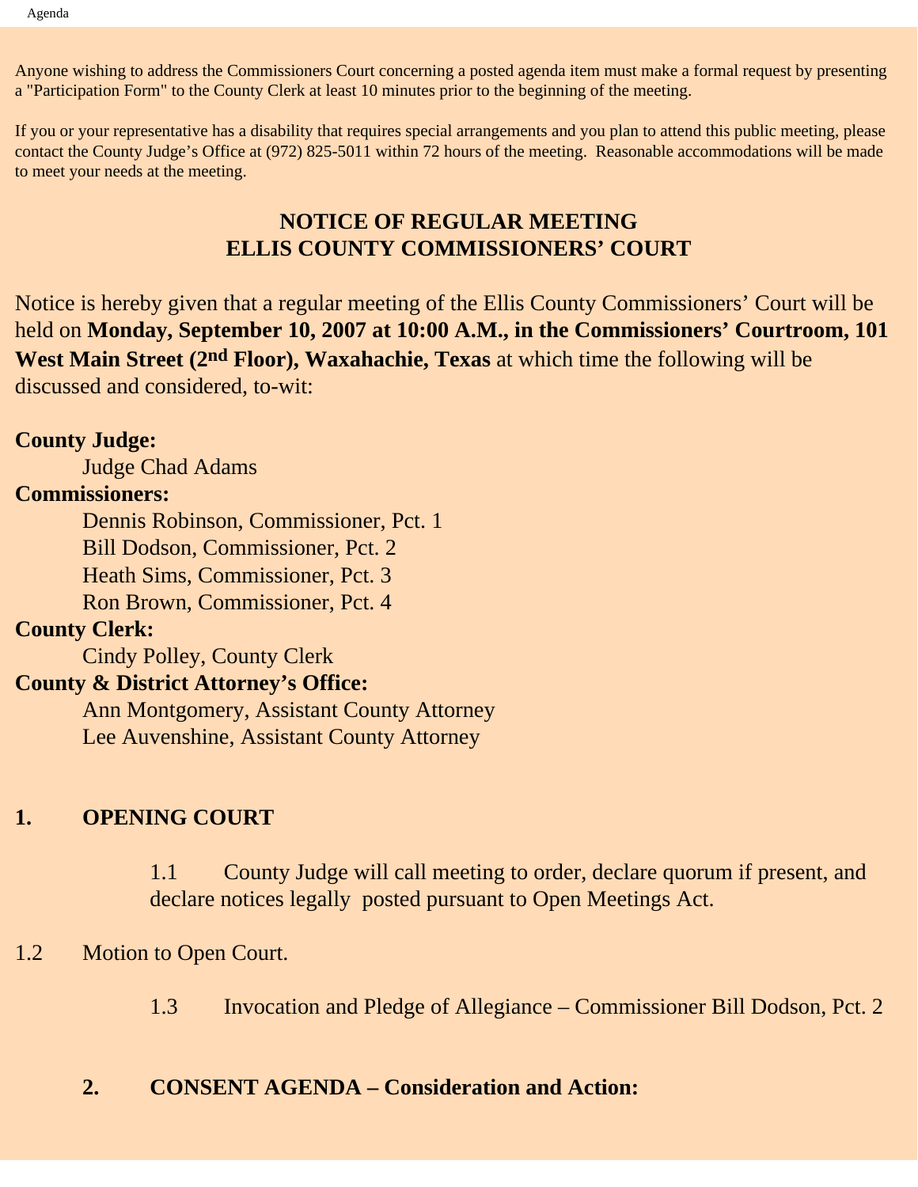Anyone wishing to address the Commissioners Court concerning a posted agenda item must make a formal request by presenting a "Participation Form" to the County Clerk at least 10 minutes prior to the beginning of the meeting.

If you or your representative has a disability that requires special arrangements and you plan to attend this public meeting, please contact the County Judge's Office at (972) 825-5011 within 72 hours of the meeting. Reasonable accommodations will be made to meet your needs at the meeting.

## NOTICE OF REGULAR MEETING
## ELLIS COUNTY COMMISSIONERS' COURT

Notice is hereby given that a regular meeting of the Ellis County Commissioners' Court will be held on **Monday, September 10, 2007 at 10:00 A.M., in the Commissioners' Courtroom, 101 West Main Street (2nd Floor), Waxahachie, Texas** at which time the following will be discussed and considered, to-wit:

**County Judge:**
Judge Chad Adams

**Commissioners:**
Dennis Robinson, Commissioner, Pct. 1
Bill Dodson, Commissioner, Pct. 2
Heath Sims, Commissioner, Pct. 3
Ron Brown, Commissioner, Pct. 4

**County Clerk:**
Cindy Polley, County Clerk

**County & District Attorney's Office:**
Ann Montgomery, Assistant County Attorney
Lee Auvenshine, Assistant County Attorney

### 1. OPENING COURT

1.1 County Judge will call meeting to order, declare quorum if present, and declare notices legally posted pursuant to Open Meetings Act.

1.2 Motion to Open Court.

1.3 Invocation and Pledge of Allegiance – Commissioner Bill Dodson, Pct. 2

### 2. CONSENT AGENDA – Consideration and Action: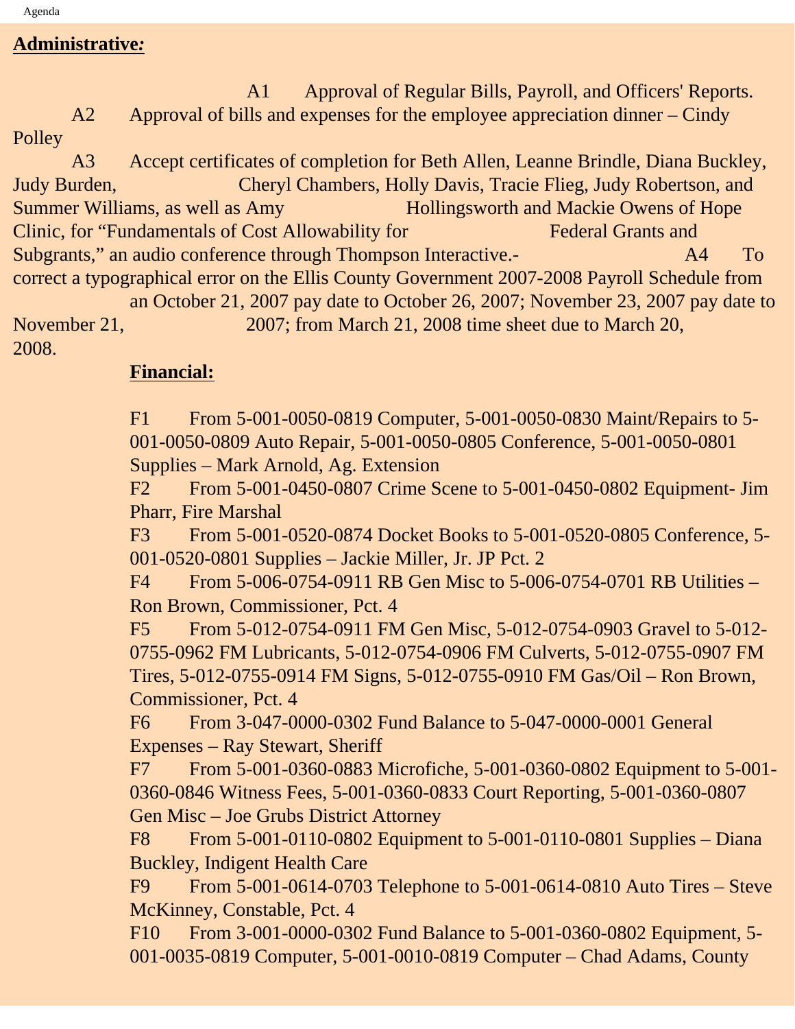## **Administrative:**

A1 Approval of Regular Bills, Payroll, and Officers' Reports.

A2 Approval of bills and expenses for the employee appreciation dinner – Cindy Polley

A3 Accept certificates of completion for Beth Allen, Leanne Brindle, Diana Buckley, Judy Burden, Cheryl Chambers, Holly Davis, Tracie Flieg, Judy Robertson, and Summer Williams, as well as Amy Hollingsworth and Mackie Owens of Hope Clinic, for "Fundamentals of Cost Allowability for Federal Grants and Subgrants," an audio conference through Thompson Interactive.-

A4 To correct a typographical error on the Ellis County Government 2007-2008 Payroll Schedule from an October 21, 2007 pay date to October 26, 2007; November 23, 2007 pay date to November 21, 2007; from March 21, 2008 time sheet due to March 20, 2008.

## **Financial:**

F1 From 5-001-0050-0819 Computer, 5-001-0050-0830 Maint/Repairs to 5-001-0050-0809 Auto Repair, 5-001-0050-0805 Conference, 5-001-0050-0801 Supplies – Mark Arnold, Ag. Extension

F2 From 5-001-0450-0807 Crime Scene to 5-001-0450-0802 Equipment- Jim Pharr, Fire Marshal

F3 From 5-001-0520-0874 Docket Books to 5-001-0520-0805 Conference, 5-001-0520-0801 Supplies – Jackie Miller, Jr. JP Pct. 2

F4 From 5-006-0754-0911 RB Gen Misc to 5-006-0754-0701 RB Utilities – Ron Brown, Commissioner, Pct. 4

F5 From 5-012-0754-0911 FM Gen Misc, 5-012-0754-0903 Gravel to 5-012-0755-0962 FM Lubricants, 5-012-0754-0906 FM Culverts, 5-012-0755-0907 FM Tires, 5-012-0755-0914 FM Signs, 5-012-0755-0910 FM Gas/Oil – Ron Brown, Commissioner, Pct. 4

F6 From 3-047-0000-0302 Fund Balance to 5-047-0000-0001 General Expenses – Ray Stewart, Sheriff

F7 From 5-001-0360-0883 Microfiche, 5-001-0360-0802 Equipment to 5-001-0360-0846 Witness Fees, 5-001-0360-0833 Court Reporting, 5-001-0360-0807 Gen Misc – Joe Grubs District Attorney

F8 From 5-001-0110-0802 Equipment to 5-001-0110-0801 Supplies – Diana Buckley, Indigent Health Care

F9 From 5-001-0614-0703 Telephone to 5-001-0614-0810 Auto Tires – Steve McKinney, Constable, Pct. 4

F10 From 3-001-0000-0302 Fund Balance to 5-001-0360-0802 Equipment, 5-001-0035-0819 Computer, 5-001-0010-0819 Computer – Chad Adams, County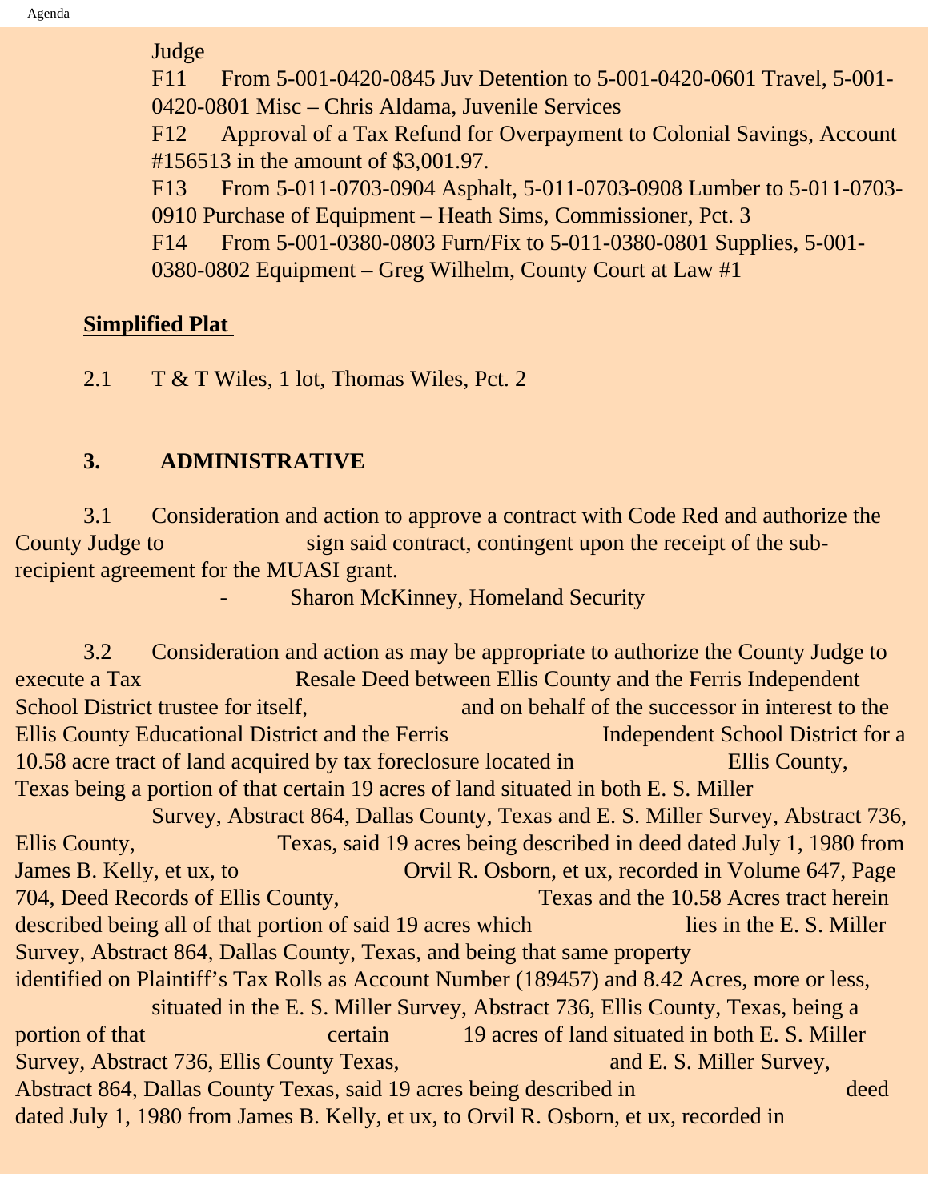Judge

F11 From 5-001-0420-0845 Juv Detention to 5-001-0420-0601 Travel, 5-001-0420-0801 Misc – Chris Aldama, Juvenile Services

F12 Approval of a Tax Refund for Overpayment to Colonial Savings, Account #156513 in the amount of $3,001.97.

F13 From 5-011-0703-0904 Asphalt, 5-011-0703-0908 Lumber to 5-011-0703-0910 Purchase of Equipment – Heath Sims, Commissioner, Pct. 3

F14 From 5-001-0380-0803 Furn/Fix to 5-011-0380-0801 Supplies, 5-001-0380-0802 Equipment – Greg Wilhelm, County Court at Law #1

**Simplified Plat**

2.1 T & T Wiles, 1 lot, Thomas Wiles, Pct. 2

## 3. ADMINISTRATIVE

3.1 Consideration and action to approve a contract with Code Red and authorize the County Judge to sign said contract, contingent upon the receipt of the sub-recipient agreement for the MUASI grant.

- Sharon McKinney, Homeland Security

3.2 Consideration and action as may be appropriate to authorize the County Judge to execute a Tax Resale Deed between Ellis County and the Ferris Independent School District trustee for itself, and on behalf of the successor in interest to the Ellis County Educational District and the Ferris Independent School District for a 10.58 acre tract of land acquired by tax foreclosure located in Ellis County, Texas being a portion of that certain 19 acres of land situated in both E. S. Miller Survey, Abstract 864, Dallas County, Texas and E. S. Miller Survey, Abstract 736, Ellis County, Texas, said 19 acres being described in deed dated July 1, 1980 from James B. Kelly, et ux, to Orvil R. Osborn, et ux, recorded in Volume 647, Page 704, Deed Records of Ellis County, Texas and the 10.58 Acres tract herein described being all of that portion of said 19 acres which lies in the E. S. Miller Survey, Abstract 864, Dallas County, Texas, and being that same property identified on Plaintiff's Tax Rolls as Account Number (189457) and 8.42 Acres, more or less, situated in the E. S. Miller Survey, Abstract 736, Ellis County, Texas, being a portion of that certain 19 acres of land situated in both E. S. Miller Survey, Abstract 736, Ellis County Texas, and E. S. Miller Survey, Abstract 864, Dallas County Texas, said 19 acres being described in deed dated July 1, 1980 from James B. Kelly, et ux, to Orvil R. Osborn, et ux, recorded in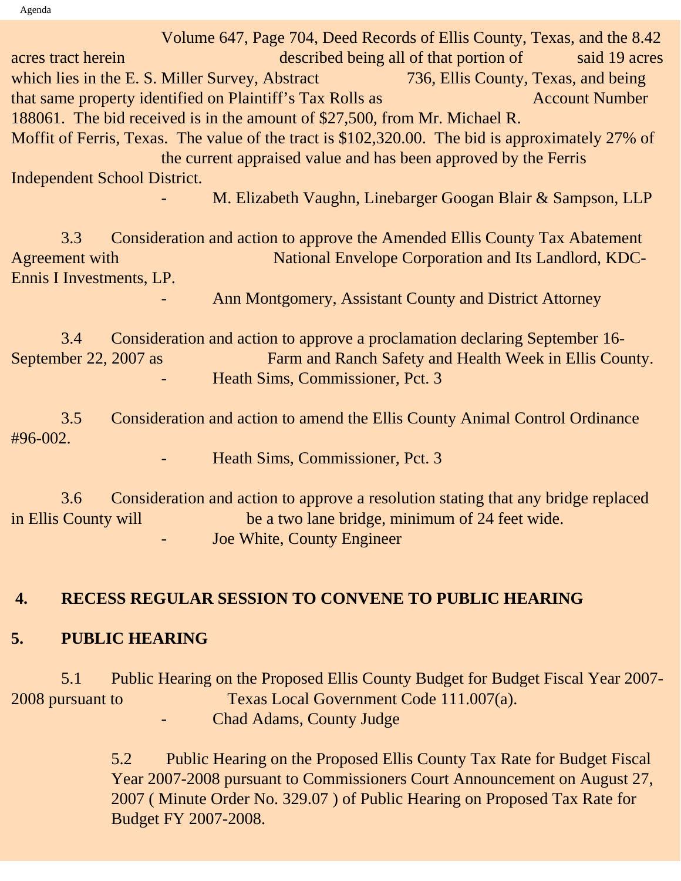Volume 647, Page 704, Deed Records of Ellis County, Texas, and the 8.42 acres tract herein described being all of that portion of said 19 acres which lies in the E. S. Miller Survey, Abstract 736, Ellis County, Texas, and being that same property identified on Plaintiff's Tax Rolls as Account Number 188061. The bid received is in the amount of $27,500, from Mr. Michael R. Moffit of Ferris, Texas. The value of the tract is $102,320.00. The bid is approximately 27% of the current appraised value and has been approved by the Ferris Independent School District.

- M. Elizabeth Vaughn, Linebarger Googan Blair & Sampson, LLP

3.3 Consideration and action to approve the Amended Ellis County Tax Abatement Agreement with National Envelope Corporation and Its Landlord, KDC-Ennis I Investments, LP.

- Ann Montgomery, Assistant County and District Attorney

3.4 Consideration and action to approve a proclamation declaring September 16-September 22, 2007 as Farm and Ranch Safety and Health Week in Ellis County.

- Heath Sims, Commissioner, Pct. 3

3.5 Consideration and action to amend the Ellis County Animal Control Ordinance #96-002.

- Heath Sims, Commissioner, Pct. 3

3.6 Consideration and action to approve a resolution stating that any bridge replaced in Ellis County will be a two lane bridge, minimum of 24 feet wide.

- Joe White, County Engineer

**4. RECESS REGULAR SESSION TO CONVENE TO PUBLIC HEARING**

**5. PUBLIC HEARING**

5.1 Public Hearing on the Proposed Ellis County Budget for Budget Fiscal Year 2007-2008 pursuant to Texas Local Government Code 111.007(a).

- Chad Adams, County Judge

5.2 Public Hearing on the Proposed Ellis County Tax Rate for Budget Fiscal Year 2007-2008 pursuant to Commissioners Court Announcement on August 27, 2007 ( Minute Order No. 329.07 ) of Public Hearing on Proposed Tax Rate for Budget FY 2007-2008.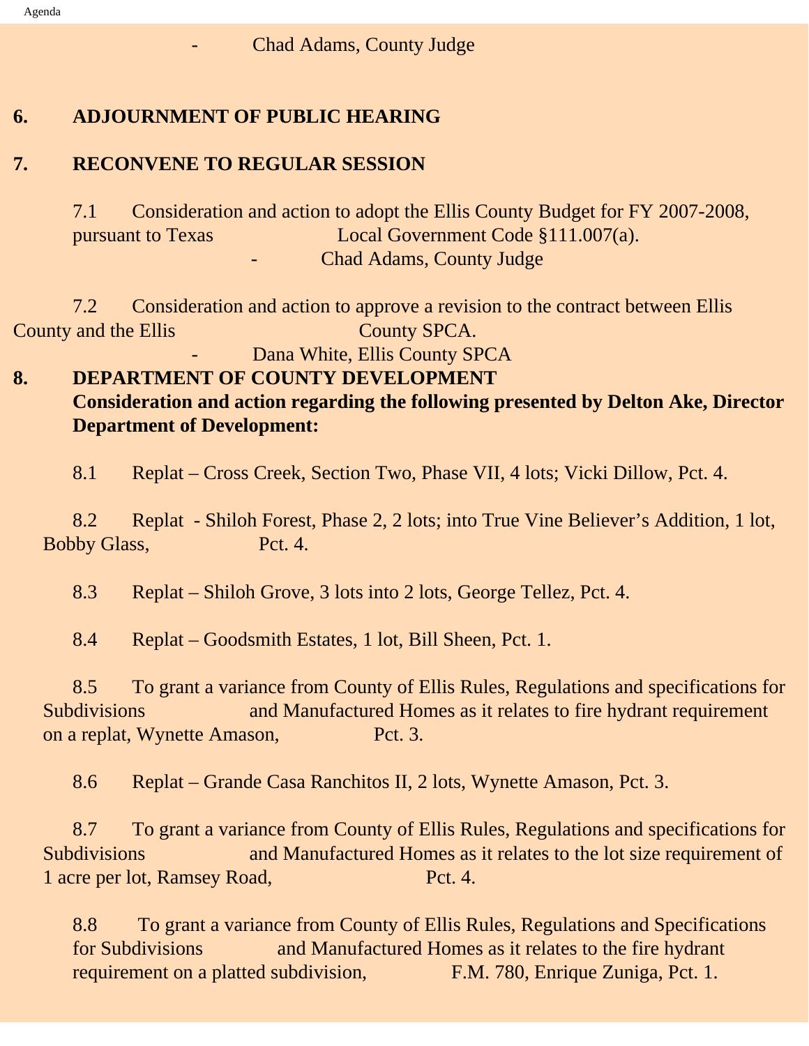- Chad Adams, County Judge

**6. ADJOURNMENT OF PUBLIC HEARING**

**7. RECONVENE TO REGULAR SESSION**

7.1 Consideration and action to adopt the Ellis County Budget for FY 2007-2008, pursuant to Texas Local Government Code §111.007(a).
- Chad Adams, County Judge

7.2 Consideration and action to approve a revision to the contract between Ellis County and the Ellis County SPCA.
- Dana White, Ellis County SPCA

**8. DEPARTMENT OF COUNTY DEVELOPMENT**

**Consideration and action regarding the following presented by Delton Ake, Director Department of Development:**

8.1 Replat – Cross Creek, Section Two, Phase VII, 4 lots; Vicki Dillow, Pct. 4.

8.2 Replat - Shiloh Forest, Phase 2, 2 lots; into True Vine Believer's Addition, 1 lot, Bobby Glass, Pct. 4.

8.3 Replat – Shiloh Grove, 3 lots into 2 lots, George Tellez, Pct. 4.

8.4 Replat – Goodsmith Estates, 1 lot, Bill Sheen, Pct. 1.

8.5 To grant a variance from County of Ellis Rules, Regulations and specifications for Subdivisions and Manufactured Homes as it relates to fire hydrant requirement on a replat, Wynette Amason, Pct. 3.

8.6 Replat – Grande Casa Ranchitos II, 2 lots, Wynette Amason, Pct. 3.

8.7 To grant a variance from County of Ellis Rules, Regulations and specifications for Subdivisions and Manufactured Homes as it relates to the lot size requirement of 1 acre per lot, Ramsey Road, Pct. 4.

8.8 To grant a variance from County of Ellis Rules, Regulations and Specifications for Subdivisions and Manufactured Homes as it relates to the fire hydrant requirement on a platted subdivision, F.M. 780, Enrique Zuniga, Pct. 1.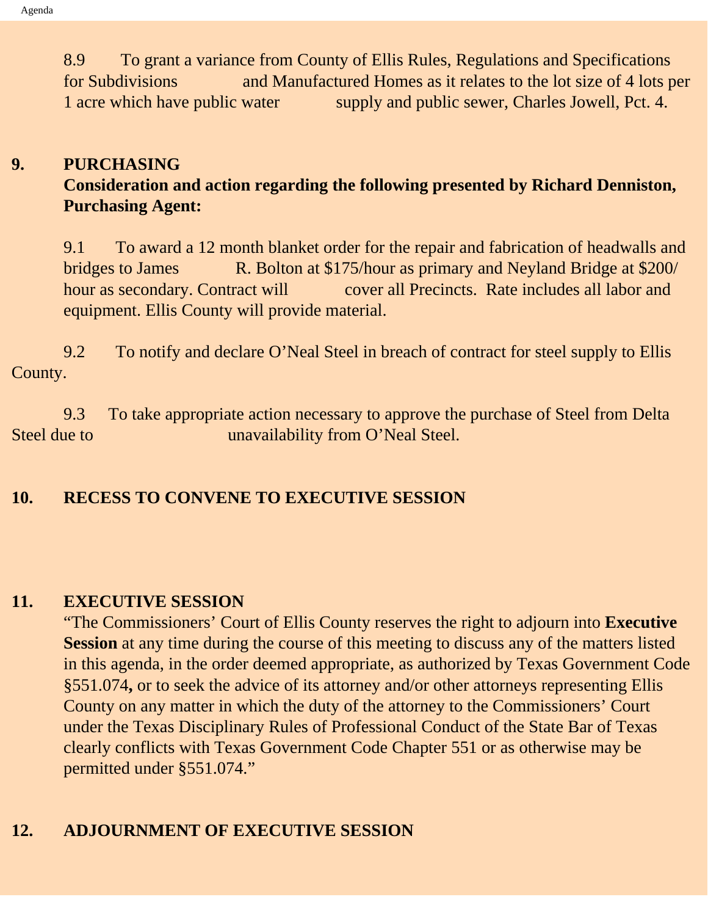8.9 To grant a variance from County of Ellis Rules, Regulations and Specifications for Subdivisions and Manufactured Homes as it relates to the lot size of 4 lots per 1 acre which have public water supply and public sewer, Charles Jowell, Pct. 4.

## 9. PURCHASING

**Consideration and action regarding the following presented by Richard Denniston, Purchasing Agent:**

9.1 To award a 12 month blanket order for the repair and fabrication of headwalls and bridges to James R. Bolton at $175/hour as primary and Neyland Bridge at $200/ hour as secondary. Contract will cover all Precincts. Rate includes all labor and equipment. Ellis County will provide material.

9.2 To notify and declare O'Neal Steel in breach of contract for steel supply to Ellis County.

9.3 To take appropriate action necessary to approve the purchase of Steel from Delta Steel due to unavailability from O'Neal Steel.

## 10. RECESS TO CONVENE TO EXECUTIVE SESSION

## 11. EXECUTIVE SESSION

"The Commissioners' Court of Ellis County reserves the right to adjourn into **Executive Session** at any time during the course of this meeting to discuss any of the matters listed in this agenda, in the order deemed appropriate, as authorized by Texas Government Code §551.074**,** or to seek the advice of its attorney and/or other attorneys representing Ellis County on any matter in which the duty of the attorney to the Commissioners' Court under the Texas Disciplinary Rules of Professional Conduct of the State Bar of Texas clearly conflicts with Texas Government Code Chapter 551 or as otherwise may be permitted under §551.074."

## 12. ADJOURNMENT OF EXECUTIVE SESSION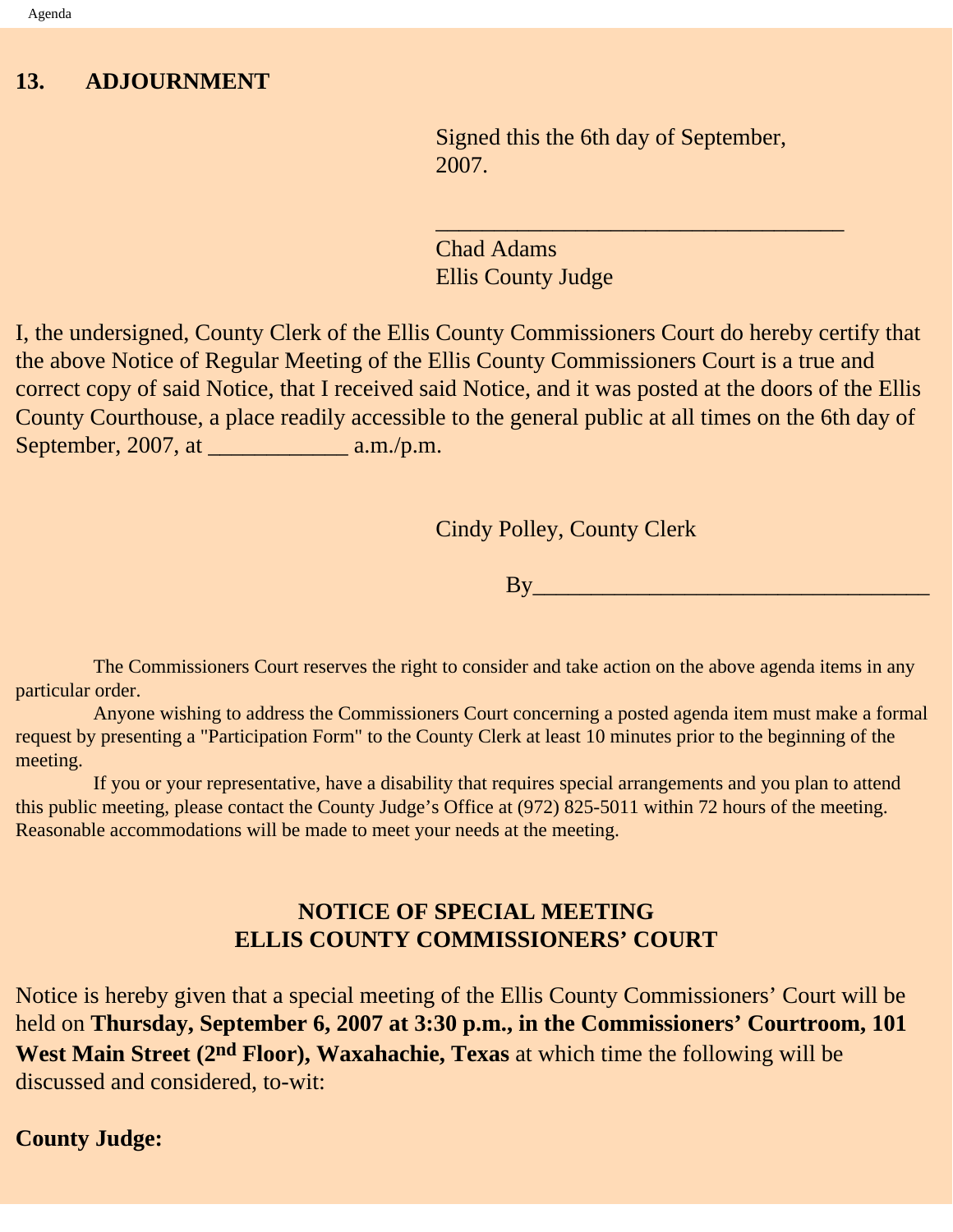## 13. ADJOURNMENT

Signed this the 6th day of September, 2007.

\_\_\_\_\_\_\_\_\_\_\_\_\_\_\_\_\_\_\_\_\_\_\_\_\_\_\_\_\_\_\_\_\_\_\_\_
Chad Adams
Ellis County Judge

I, the undersigned, County Clerk of the Ellis County Commissioners Court do hereby certify that the above Notice of Regular Meeting of the Ellis County Commissioners Court is a true and correct copy of said Notice, that I received said Notice, and it was posted at the doors of the Ellis County Courthouse, a place readily accessible to the general public at all times on the 6th day of September, 2007, at \_\_\_\_\_\_\_\_\_\_\_\_ a.m./p.m.

Cindy Polley, County Clerk

By\_\_\_\_\_\_\_\_\_\_\_\_\_\_\_\_\_\_\_\_\_\_\_\_\_\_\_\_\_\_\_\_\_\_\_

The Commissioners Court reserves the right to consider and take action on the above agenda items in any particular order.

Anyone wishing to address the Commissioners Court concerning a posted agenda item must make a formal request by presenting a "Participation Form" to the County Clerk at least 10 minutes prior to the beginning of the meeting.

If you or your representative, have a disability that requires special arrangements and you plan to attend this public meeting, please contact the County Judge's Office at (972) 825-5011 within 72 hours of the meeting. Reasonable accommodations will be made to meet your needs at the meeting.

## NOTICE OF SPECIAL MEETING
## ELLIS COUNTY COMMISSIONERS' COURT

Notice is hereby given that a special meeting of the Ellis County Commissioners' Court will be held on **Thursday, September 6, 2007 at 3:30 p.m., in the Commissioners' Courtroom, 101 West Main Street (2nd Floor), Waxahachie, Texas** at which time the following will be discussed and considered, to-wit:

**County Judge:**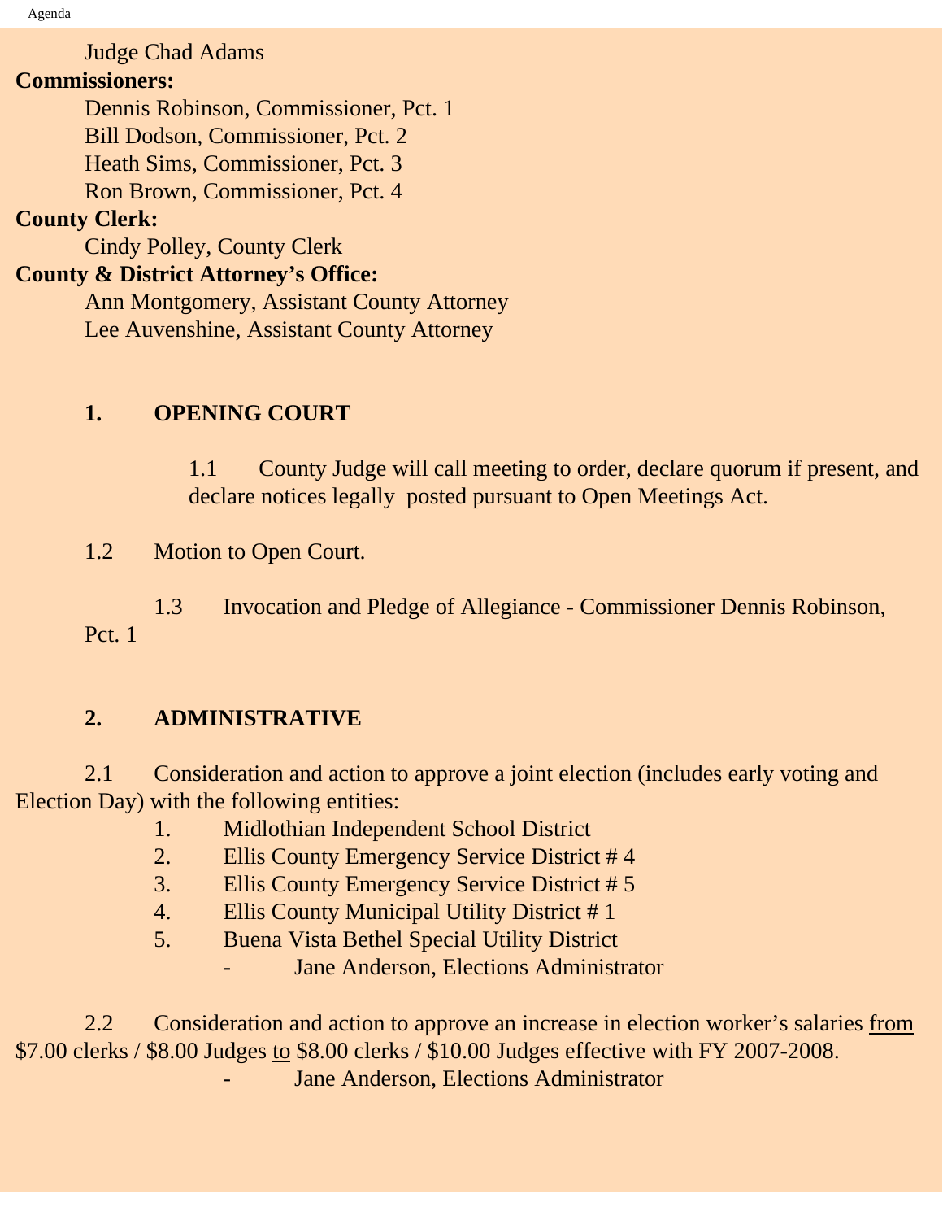Judge Chad Adams

**Commissioners:**

Dennis Robinson, Commissioner, Pct. 1
Bill Dodson, Commissioner, Pct. 2
Heath Sims, Commissioner, Pct. 3
Ron Brown, Commissioner, Pct. 4

**County Clerk:**

Cindy Polley, County Clerk

**County & District Attorney's Office:**

Ann Montgomery, Assistant County Attorney
Lee Auvenshine, Assistant County Attorney

## 1. OPENING COURT

1.1 County Judge will call meeting to order, declare quorum if present, and declare notices legally posted pursuant to Open Meetings Act.

1.2 Motion to Open Court.

1.3 Invocation and Pledge of Allegiance - Commissioner Dennis Robinson, Pct. 1

## 2. ADMINISTRATIVE

2.1 Consideration and action to approve a joint election (includes early voting and Election Day) with the following entities:

1. Midlothian Independent School District
2. Ellis County Emergency Service District # 4
3. Ellis County Emergency Service District # 5
4. Ellis County Municipal Utility District # 1
5. Buena Vista Bethel Special Utility District

- Jane Anderson, Elections Administrator

2.2 Consideration and action to approve an increase in election worker's salaries <u>from</u> $7.00 clerks / $8.00 Judges <u>to</u> $8.00 clerks / $10.00 Judges effective with FY 2007-2008.

- Jane Anderson, Elections Administrator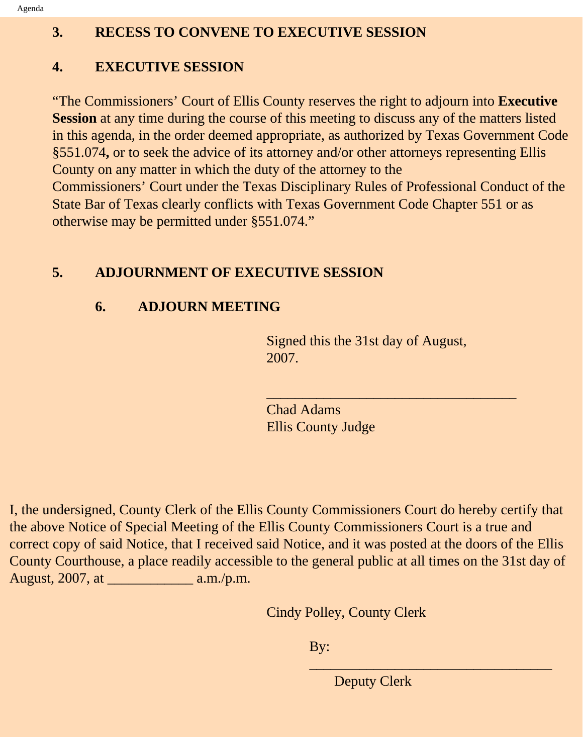**3. RECESS TO CONVENE TO EXECUTIVE SESSION**

**4. EXECUTIVE SESSION**

"The Commissioners' Court of Ellis County reserves the right to adjourn into **Executive Session** at any time during the course of this meeting to discuss any of the matters listed in this agenda, in the order deemed appropriate, as authorized by Texas Government Code §551.074**,** or to seek the advice of its attorney and/or other attorneys representing Ellis County on any matter in which the duty of the attorney to the Commissioners' Court under the Texas Disciplinary Rules of Professional Conduct of the State Bar of Texas clearly conflicts with Texas Government Code Chapter 551 or as otherwise may be permitted under §551.074."

**5. ADJOURNMENT OF EXECUTIVE SESSION**

**6. ADJOURN MEETING**

Signed this the 31st day of August, 2007.

___________________________________

Chad Adams
Ellis County Judge

I, the undersigned, County Clerk of the Ellis County Commissioners Court do hereby certify that the above Notice of Special Meeting of the Ellis County Commissioners Court is a true and correct copy of said Notice, that I received said Notice, and it was posted at the doors of the Ellis County Courthouse, a place readily accessible to the general public at all times on the 31st day of August, 2007, at ____________ a.m./p.m.

Cindy Polley, County Clerk

By: ___________________________________

Deputy Clerk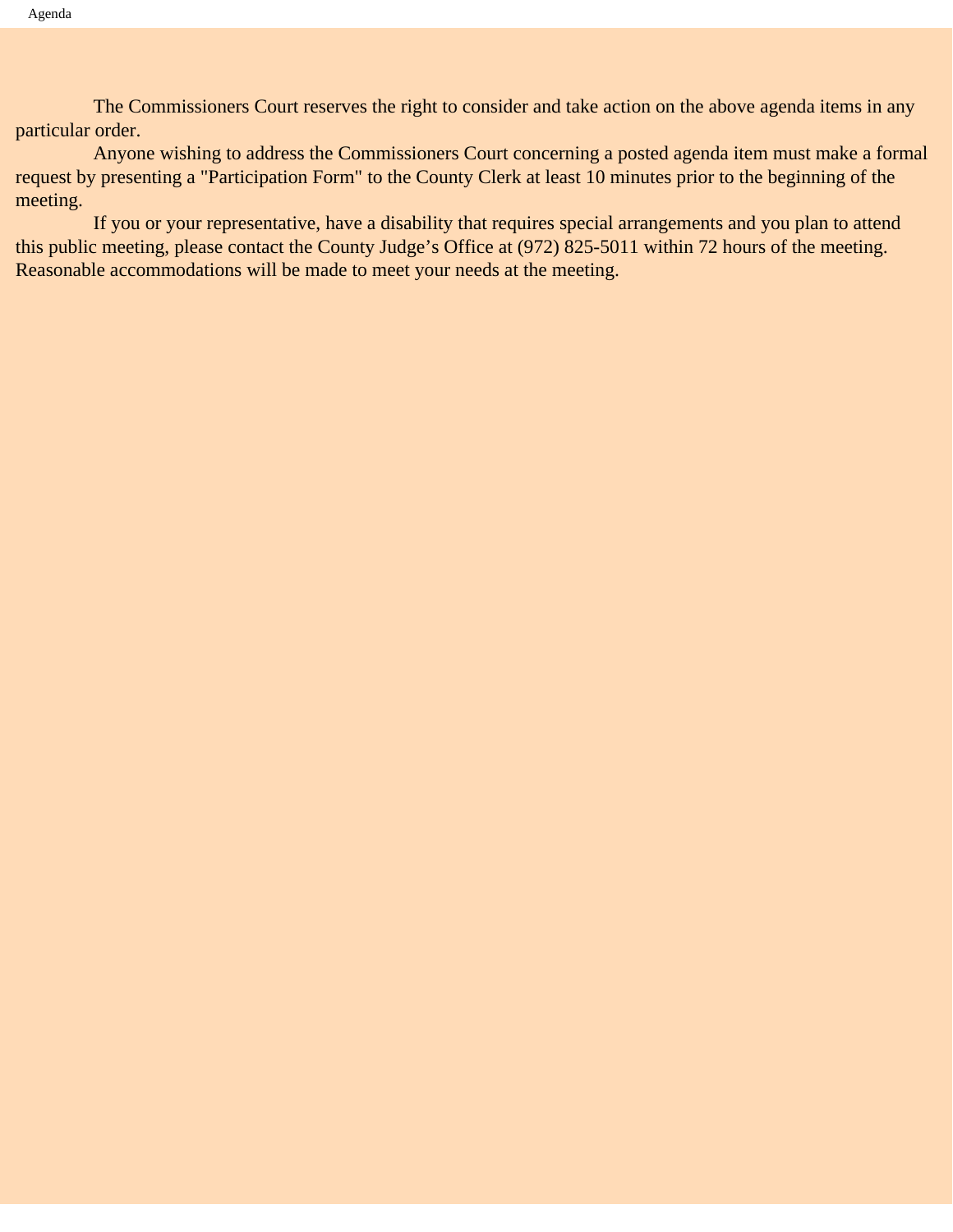The Commissioners Court reserves the right to consider and take action on the above agenda items in any particular order.

Anyone wishing to address the Commissioners Court concerning a posted agenda item must make a formal request by presenting a "Participation Form" to the County Clerk at least 10 minutes prior to the beginning of the meeting.

If you or your representative, have a disability that requires special arrangements and you plan to attend this public meeting, please contact the County Judge's Office at (972) 825-5011 within 72 hours of the meeting. Reasonable accommodations will be made to meet your needs at the meeting.